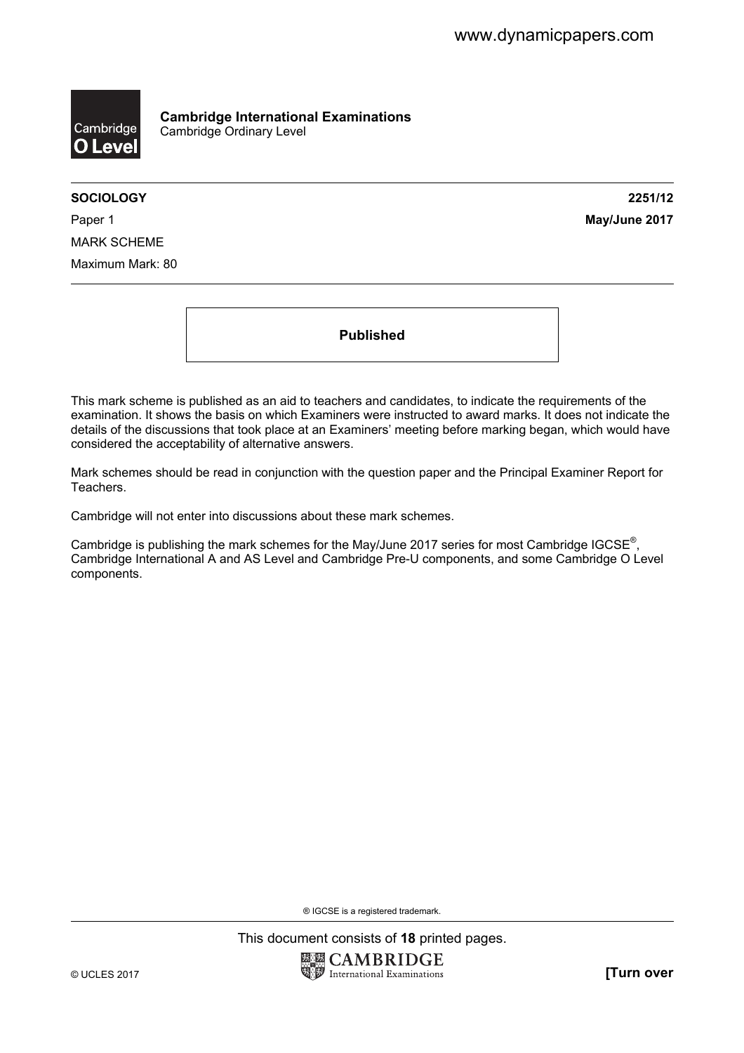www.dynamicpapers.com

**Cambridge International Examinations**
Cambridge Ordinary Level

| | |
|---|---|
| **SOCIOLOGY** | **2251/12** |
| Paper 1 | **May/June 2017** |
| MARK SCHEME | |
| Maximum Mark: 80 | |

**Published**

This mark scheme is published as an aid to teachers and candidates, to indicate the requirements of the examination. It shows the basis on which Examiners were instructed to award marks. It does not indicate the details of the discussions that took place at an Examiners' meeting before marking began, which would have considered the acceptability of alternative answers.

Mark schemes should be read in conjunction with the question paper and the Principal Examiner Report for Teachers.

Cambridge will not enter into discussions about these mark schemes.

Cambridge is publishing the mark schemes for the May/June 2017 series for most Cambridge IGCSE®, Cambridge International A and AS Level and Cambridge Pre-U components, and some Cambridge O Level components.

® IGCSE is a registered trademark.

This document consists of **18** printed pages.

© UCLES 2017 **[Turn over**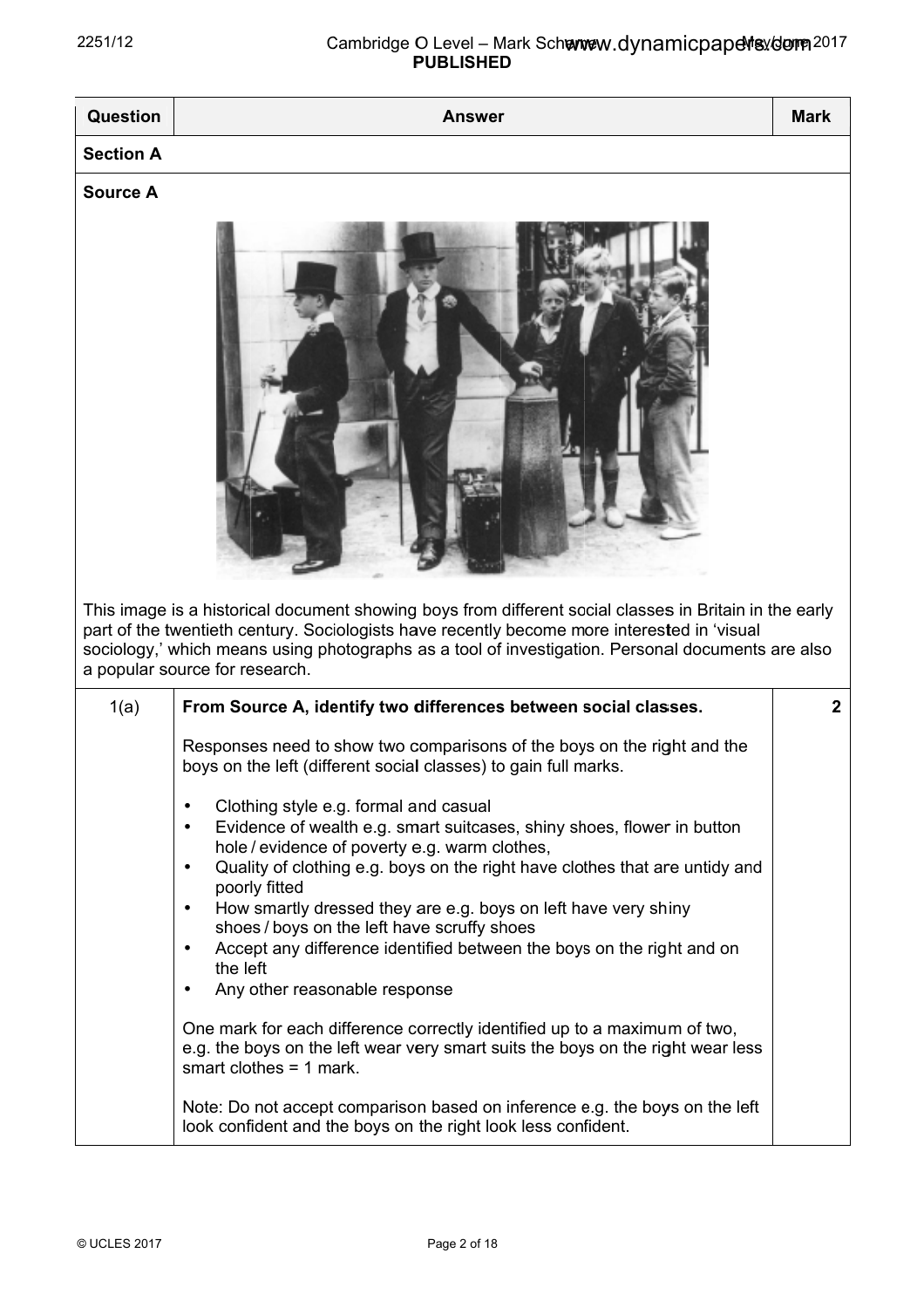| Question | Answer | Mark |
| --- | --- | --- |
| **Section A** | | |
| **Source A** | | |

This image is a historical document showing boys from different social classes in Britain in the early part of the twentieth century. Sociologists have recently become more interested in 'visual sociology,' which means using photographs as a tool of investigation. Personal documents are also a popular source for research.

| Question | Answer | Mark |
| --- | --- | --- |
| 1(a) | **From Source A, identify two differences between social classes.**<br><br>Responses need to show two comparisons of the boys on the right and the boys on the left (different social classes) to gain full marks.<br><br>• Clothing style e.g. formal and casual<br>• Evidence of wealth e.g. smart suitcases, shiny shoes, flower in button hole / evidence of poverty e.g. warm clothes,<br>• Quality of clothing e.g. boys on the right have clothes that are untidy and poorly fitted<br>• How smartly dressed they are e.g. boys on left have very shiny shoes / boys on the left have scruffy shoes<br>• Accept any difference identified between the boys on the right and on the left<br>• Any other reasonable response<br><br>One mark for each difference correctly identified up to a maximum of two, e.g. the boys on the left wear very smart suits the boys on the right wear less smart clothes = 1 mark.<br><br>Note: Do not accept comparison based on inference e.g. the boys on the left look confident and the boys on the right look less confident. | 2 |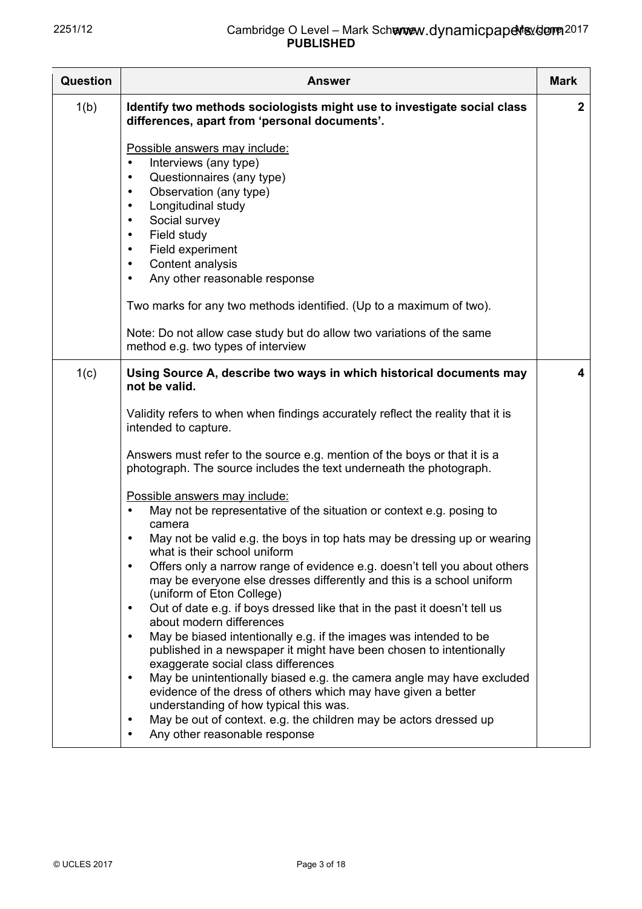| Question | Answer | Mark |
|---|---|---|
| 1(b) | **Identify two methods sociologists might use to investigate social class differences, apart from 'personal documents'.**<br><br><u>Possible answers may include:</u><br>• Interviews (any type)<br>• Questionnaires (any type)<br>• Observation (any type)<br>• Longitudinal study<br>• Social survey<br>• Field study<br>• Field experiment<br>• Content analysis<br>• Any other reasonable response<br><br>Two marks for any two methods identified. (Up to a maximum of two).<br><br>Note: Do not allow case study but do allow two variations of the same method e.g. two types of interview | **2** |
| 1(c) | **Using Source A, describe two ways in which historical documents may not be valid.**<br><br>Validity refers to when when findings accurately reflect the reality that it is intended to capture.<br><br>Answers must refer to the source e.g. mention of the boys or that it is a photograph. The source includes the text underneath the photograph.<br><br><u>Possible answers may include:</u><br>• May not be representative of the situation or context e.g. posing to camera<br>• May not be valid e.g. the boys in top hats may be dressing up or wearing what is their school uniform<br>• Offers only a narrow range of evidence e.g. doesn't tell you about others may be everyone else dresses differently and this is a school uniform (uniform of Eton College)<br>• Out of date e.g. if boys dressed like that in the past it doesn't tell us about modern differences<br>• May be biased intentionally e.g. if the images was intended to be published in a newspaper it might have been chosen to intentionally exaggerate social class differences<br>• May be unintentionally biased e.g. the camera angle may have excluded evidence of the dress of others which may have given a better understanding of how typical this was.<br>• May be out of context. e.g. the children may be actors dressed up<br>• Any other reasonable response | **4** |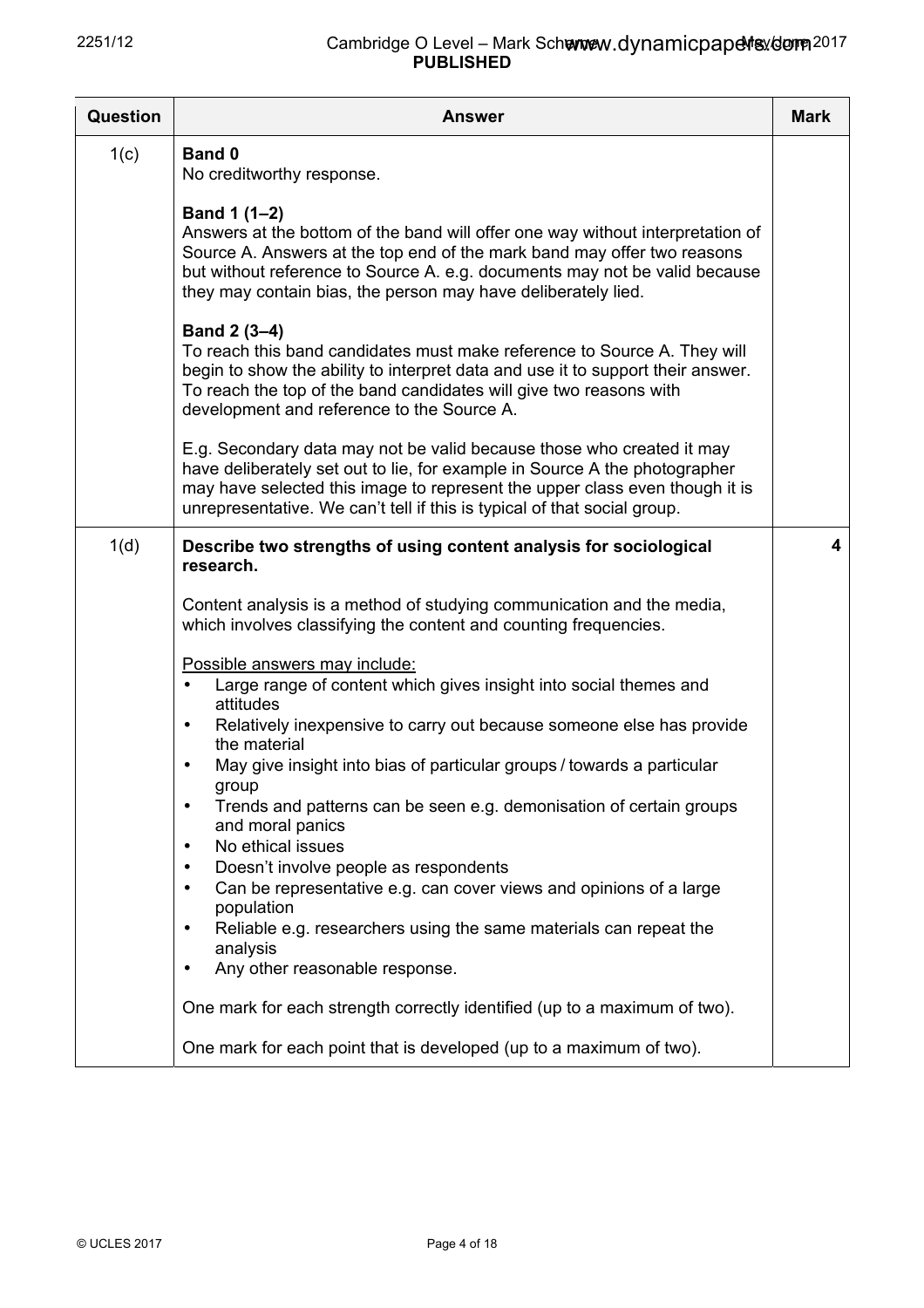| Question | Answer | Mark |
|---|---|---|
| 1(c) | **Band 0**<br>No creditworthy response.<br><br>**Band 1 (1–2)**<br>Answers at the bottom of the band will offer one way without interpretation of Source A. Answers at the top end of the mark band may offer two reasons but without reference to Source A. e.g. documents may not be valid because they may contain bias, the person may have deliberately lied.<br><br>**Band 2 (3–4)**<br>To reach this band candidates must make reference to Source A. They will begin to show the ability to interpret data and use it to support their answer. To reach the top of the band candidates will give two reasons with development and reference to the Source A.<br><br>E.g. Secondary data may not be valid because those who created it may have deliberately set out to lie, for example in Source A the photographer may have selected this image to represent the upper class even though it is unrepresentative. We can't tell if this is typical of that social group. | |
| 1(d) | **Describe two strengths of using content analysis for sociological research.**<br><br>Content analysis is a method of studying communication and the media, which involves classifying the content and counting frequencies.<br><br>Possible answers may include:<br>• Large range of content which gives insight into social themes and attitudes<br>• Relatively inexpensive to carry out because someone else has provide the material<br>• May give insight into bias of particular groups / towards a particular group<br>• Trends and patterns can be seen e.g. demonisation of certain groups and moral panics<br>• No ethical issues<br>• Doesn't involve people as respondents<br>• Can be representative e.g. can cover views and opinions of a large population<br>• Reliable e.g. researchers using the same materials can repeat the analysis<br>• Any other reasonable response.<br><br>One mark for each strength correctly identified (up to a maximum of two).<br><br>One mark for each point that is developed (up to a maximum of two). | 4 |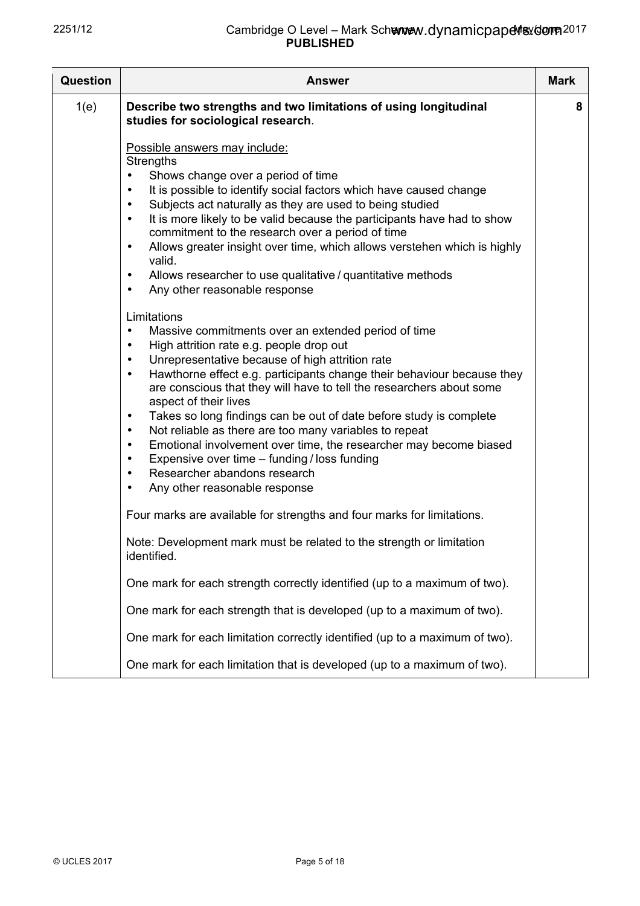| Question | Answer | Mark |
|---|---|---|
| 1(e) | **Describe two strengths and two limitations of using longitudinal studies for sociological research**.<br><br><u>Possible answers may include:</u><br>Strengths<br>• Shows change over a period of time<br>• It is possible to identify social factors which have caused change<br>• Subjects act naturally as they are used to being studied<br>• It is more likely to be valid because the participants have had to show commitment to the research over a period of time<br>• Allows greater insight over time, which allows verstehen which is highly valid.<br>• Allows researcher to use qualitative / quantitative methods<br>• Any other reasonable response<br><br>Limitations<br>• Massive commitments over an extended period of time<br>• High attrition rate e.g. people drop out<br>• Unrepresentative because of high attrition rate<br>• Hawthorne effect e.g. participants change their behaviour because they are conscious that they will have to tell the researchers about some aspect of their lives<br>• Takes so long findings can be out of date before study is complete<br>• Not reliable as there are too many variables to repeat<br>• Emotional involvement over time, the researcher may become biased<br>• Expensive over time – funding / loss funding<br>• Researcher abandons research<br>• Any other reasonable response<br><br>Four marks are available for strengths and four marks for limitations.<br><br>Note: Development mark must be related to the strength or limitation identified.<br><br>One mark for each strength correctly identified (up to a maximum of two).<br><br>One mark for each strength that is developed (up to a maximum of two).<br><br>One mark for each limitation correctly identified (up to a maximum of two).<br><br>One mark for each limitation that is developed (up to a maximum of two). | 8 |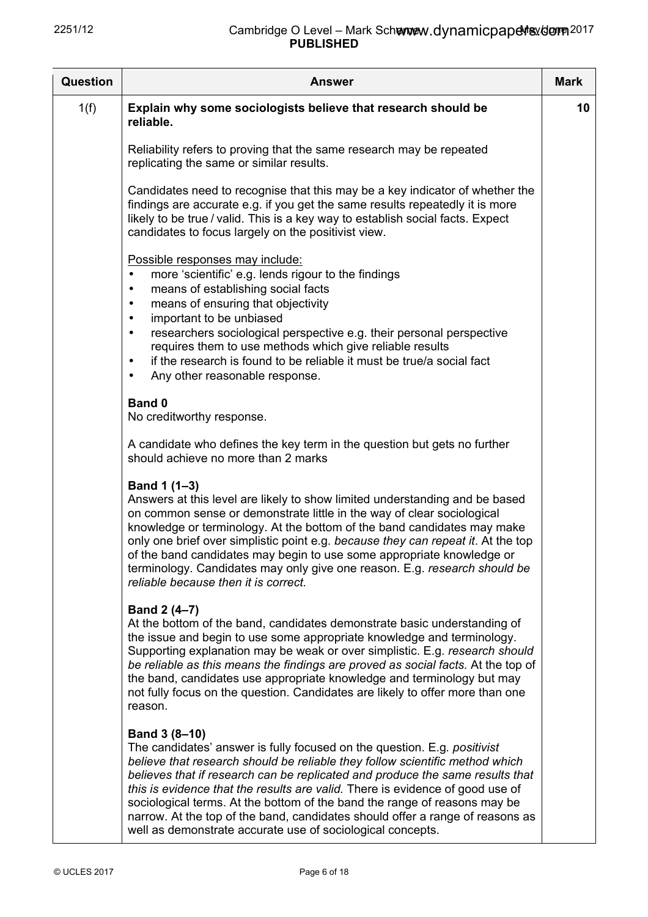| Question | Answer | Mark |
|---|---|---|
| 1(f) | **Explain why some sociologists believe that research should be reliable.**<br><br>Reliability refers to proving that the same research may be repeated replicating the same or similar results.<br><br>Candidates need to recognise that this may be a key indicator of whether the findings are accurate e.g. if you get the same results repeatedly it is more likely to be true / valid. This is a key way to establish social facts. Expect candidates to focus largely on the positivist view.<br><br>Possible responses may include:<br>• more 'scientific' e.g. lends rigour to the findings<br>• means of establishing social facts<br>• means of ensuring that objectivity<br>• important to be unbiased<br>• researchers sociological perspective e.g. their personal perspective requires them to use methods which give reliable results<br>• if the research is found to be reliable it must be true/a social fact<br>• Any other reasonable response.<br><br>**Band 0**<br>No creditworthy response.<br><br>A candidate who defines the key term in the question but gets no further should achieve no more than 2 marks<br><br>**Band 1 (1–3)**<br>Answers at this level are likely to show limited understanding and be based on common sense or demonstrate little in the way of clear sociological knowledge or terminology. At the bottom of the band candidates may make only one brief over simplistic point e.g. *because they can repeat it*. At the top of the band candidates may begin to use some appropriate knowledge or terminology. Candidates may only give one reason. E.g. *research should be reliable because then it is correct*.<br><br>**Band 2 (4–7)**<br>At the bottom of the band, candidates demonstrate basic understanding of the issue and begin to use some appropriate knowledge and terminology. Supporting explanation may be weak or over simplistic. E.g. *research should be reliable as this means the findings are proved as social facts.* At the top of the band, candidates use appropriate knowledge and terminology but may not fully focus on the question. Candidates are likely to offer more than one reason.<br><br>**Band 3 (8–10)**<br>The candidates' answer is fully focused on the question. E.g. *positivist believe that research should be reliable they follow scientific method which believes that if research can be replicated and produce the same results that this is evidence that the results are valid.* There is evidence of good use of sociological terms. At the bottom of the band the range of reasons may be narrow. At the top of the band, candidates should offer a range of reasons as well as demonstrate accurate use of sociological concepts. | 10 |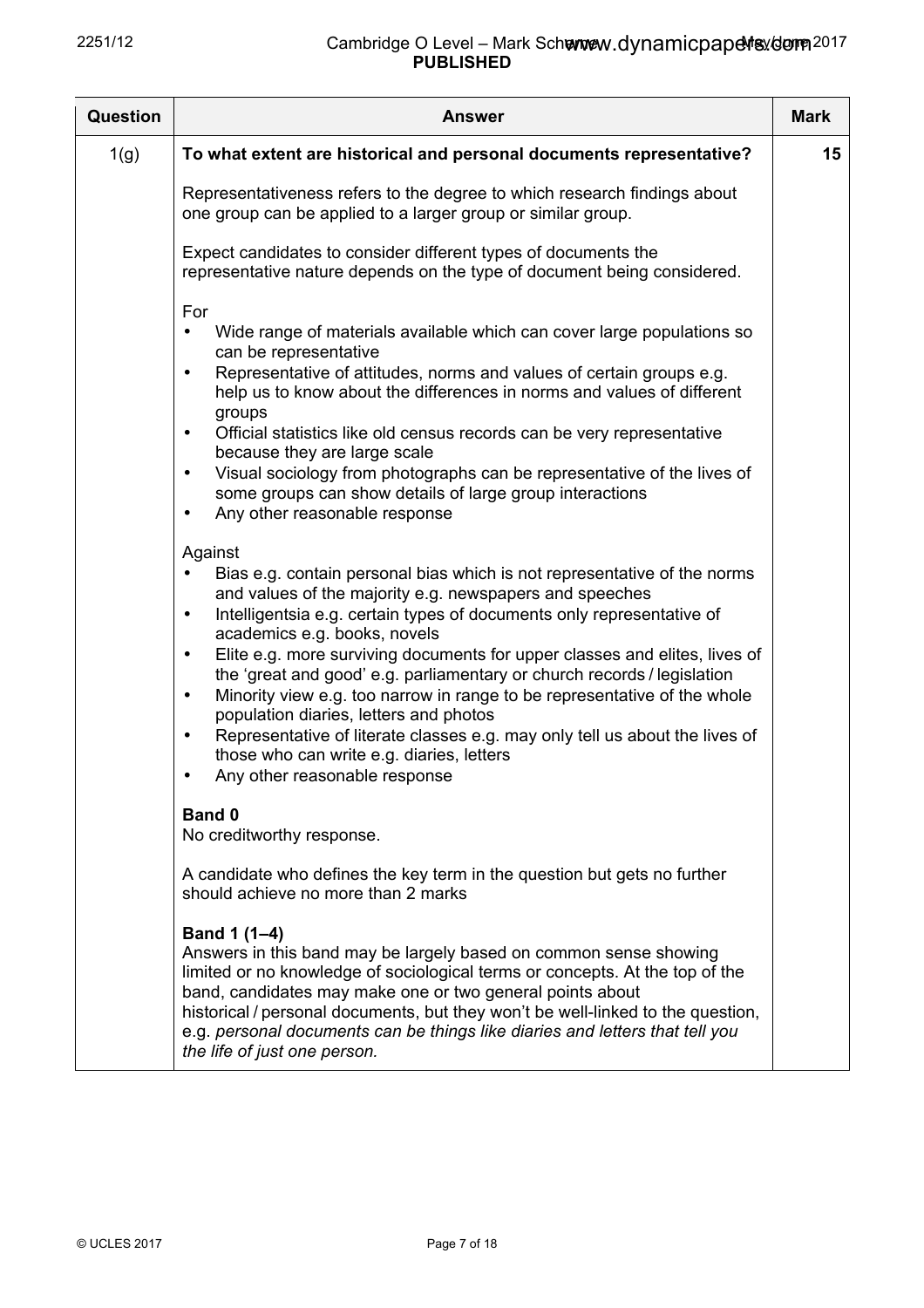| Question | Answer | Mark |
|---|---|---|
| 1(g) | **To what extent are historical and personal documents representative?**<br><br>Representativeness refers to the degree to which research findings about one group can be applied to a larger group or similar group.<br><br>Expect candidates to consider different types of documents the representative nature depends on the type of document being considered.<br><br>For<br>• Wide range of materials available which can cover large populations so can be representative<br>• Representative of attitudes, norms and values of certain groups e.g. help us to know about the differences in norms and values of different groups<br>• Official statistics like old census records can be very representative because they are large scale<br>• Visual sociology from photographs can be representative of the lives of some groups can show details of large group interactions<br>• Any other reasonable response<br><br>Against<br>• Bias e.g. contain personal bias which is not representative of the norms and values of the majority e.g. newspapers and speeches<br>• Intelligentsia e.g. certain types of documents only representative of academics e.g. books, novels<br>• Elite e.g. more surviving documents for upper classes and elites, lives of the 'great and good' e.g. parliamentary or church records / legislation<br>• Minority view e.g. too narrow in range to be representative of the whole population diaries, letters and photos<br>• Representative of literate classes e.g. may only tell us about the lives of those who can write e.g. diaries, letters<br>• Any other reasonable response<br><br>**Band 0**<br>No creditworthy response.<br><br>A candidate who defines the key term in the question but gets no further should achieve no more than 2 marks<br><br>**Band 1 (1–4)**<br>Answers in this band may be largely based on common sense showing limited or no knowledge of sociological terms or concepts. At the top of the band, candidates may make one or two general points about historical / personal documents, but they won't be well-linked to the question, e.g. *personal documents can be things like diaries and letters that tell you the life of just one person.* | 15 |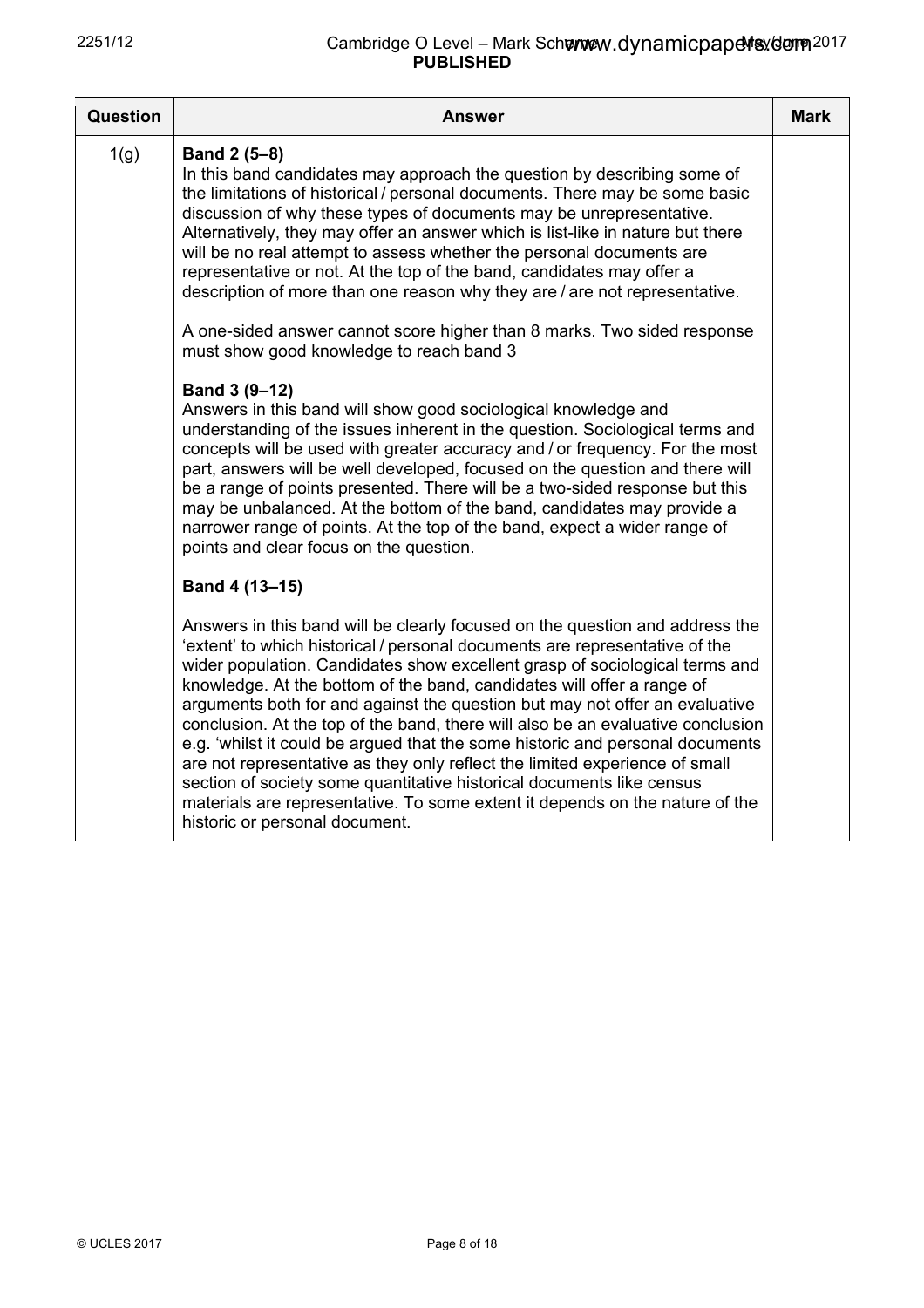| Question | Answer | Mark |
|---|---|---|
| 1(g) | **Band 2 (5–8)**<br>In this band candidates may approach the question by describing some of the limitations of historical / personal documents. There may be some basic discussion of why these types of documents may be unrepresentative. Alternatively, they may offer an answer which is list-like in nature but there will be no real attempt to assess whether the personal documents are representative or not. At the top of the band, candidates may offer a description of more than one reason why they are / are not representative.<br><br>A one-sided answer cannot score higher than 8 marks. Two sided response must show good knowledge to reach band 3<br><br>**Band 3 (9–12)**<br>Answers in this band will show good sociological knowledge and understanding of the issues inherent in the question. Sociological terms and concepts will be used with greater accuracy and / or frequency. For the most part, answers will be well developed, focused on the question and there will be a range of points presented. There will be a two-sided response but this may be unbalanced. At the bottom of the band, candidates may provide a narrower range of points. At the top of the band, expect a wider range of points and clear focus on the question.<br><br>**Band 4 (13–15)**<br><br>Answers in this band will be clearly focused on the question and address the 'extent' to which historical / personal documents are representative of the wider population. Candidates show excellent grasp of sociological terms and knowledge. At the bottom of the band, candidates will offer a range of arguments both for and against the question but may not offer an evaluative conclusion. At the top of the band, there will also be an evaluative conclusion e.g. 'whilst it could be argued that the some historic and personal documents are not representative as they only reflect the limited experience of small section of society some quantitative historical documents like census materials are representative. To some extent it depends on the nature of the historic or personal document. | |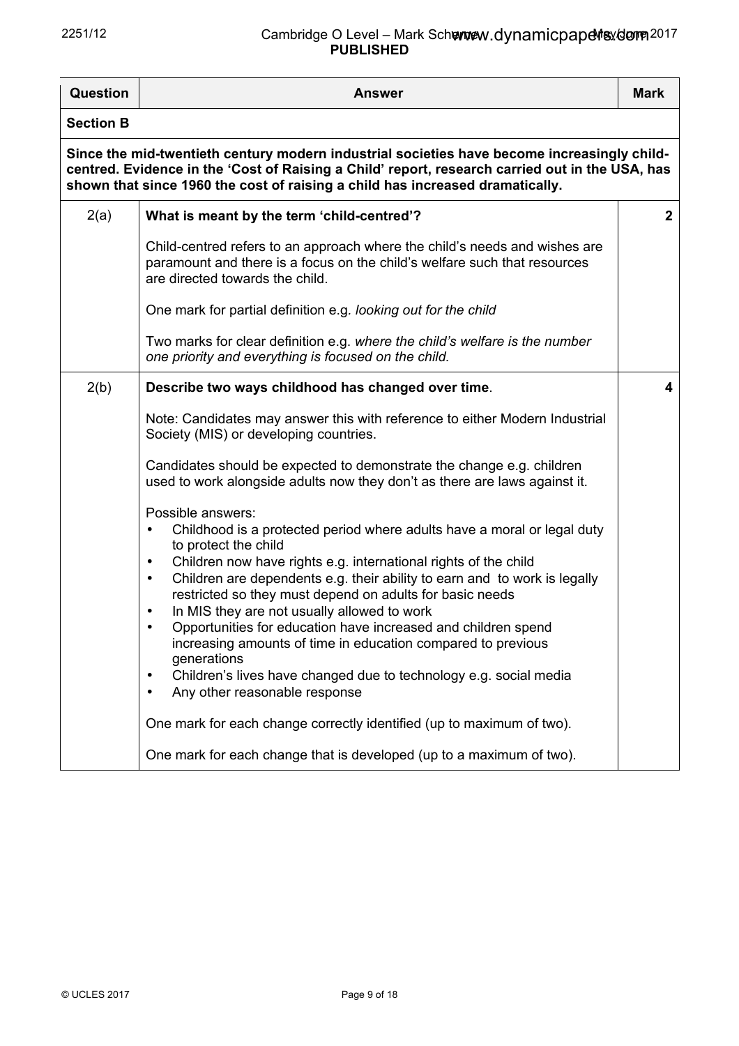| Question | Answer | Mark |
|---|---|---|
| **Section B** | | |
| **Since the mid-twentieth century modern industrial societies have become increasingly child-centred. Evidence in the 'Cost of Raising a Child' report, research carried out in the USA, has shown that since 1960 the cost of raising a child has increased dramatically.** | | |
| 2(a) | **What is meant by the term 'child-centred'?**<br><br>Child-centred refers to an approach where the child's needs and wishes are paramount and there is a focus on the child's welfare such that resources are directed towards the child.<br><br>One mark for partial definition e.g. *looking out for the child*<br><br>Two marks for clear definition e.g. *where the child's welfare is the number one priority and everything is focused on the child.* | **2** |
| 2(b) | **Describe two ways childhood has changed over time**.<br><br>Note: Candidates may answer this with reference to either Modern Industrial Society (MIS) or developing countries.<br><br>Candidates should be expected to demonstrate the change e.g. children used to work alongside adults now they don't as there are laws against it.<br><br>Possible answers:<br>• Childhood is a protected period where adults have a moral or legal duty to protect the child<br>• Children now have rights e.g. international rights of the child<br>• Children are dependents e.g. their ability to earn and to work is legally restricted so they must depend on adults for basic needs<br>• In MIS they are not usually allowed to work<br>• Opportunities for education have increased and children spend increasing amounts of time in education compared to previous generations<br>• Children's lives have changed due to technology e.g. social media<br>• Any other reasonable response<br><br>One mark for each change correctly identified (up to maximum of two).<br><br>One mark for each change that is developed (up to a maximum of two). | **4** |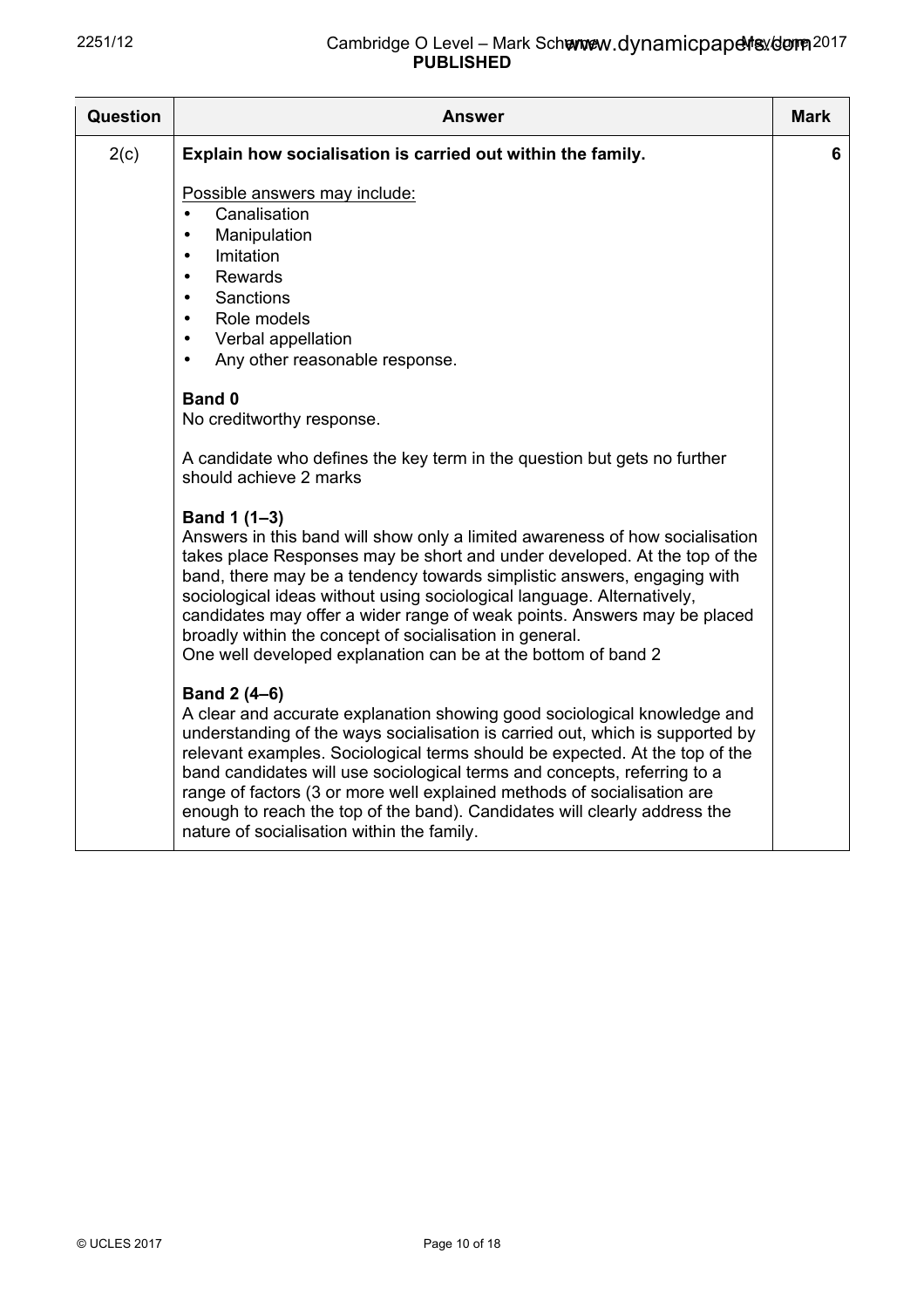| Question | Answer | Mark |
|---|---|---|
| 2(c) | **Explain how socialisation is carried out within the family.**<br><br>Possible answers may include:<br>• Canalisation<br>• Manipulation<br>• Imitation<br>• Rewards<br>• Sanctions<br>• Role models<br>• Verbal appellation<br>• Any other reasonable response.<br><br>**Band 0**<br>No creditworthy response.<br><br>A candidate who defines the key term in the question but gets no further should achieve 2 marks<br><br>**Band 1 (1–3)**<br>Answers in this band will show only a limited awareness of how socialisation takes place Responses may be short and under developed. At the top of the band, there may be a tendency towards simplistic answers, engaging with sociological ideas without using sociological language. Alternatively, candidates may offer a wider range of weak points. Answers may be placed broadly within the concept of socialisation in general.<br>One well developed explanation can be at the bottom of band 2<br><br>**Band 2 (4–6)**<br>A clear and accurate explanation showing good sociological knowledge and understanding of the ways socialisation is carried out, which is supported by relevant examples. Sociological terms should be expected. At the top of the band candidates will use sociological terms and concepts, referring to a range of factors (3 or more well explained methods of socialisation are enough to reach the top of the band). Candidates will clearly address the nature of socialisation within the family. | 6 |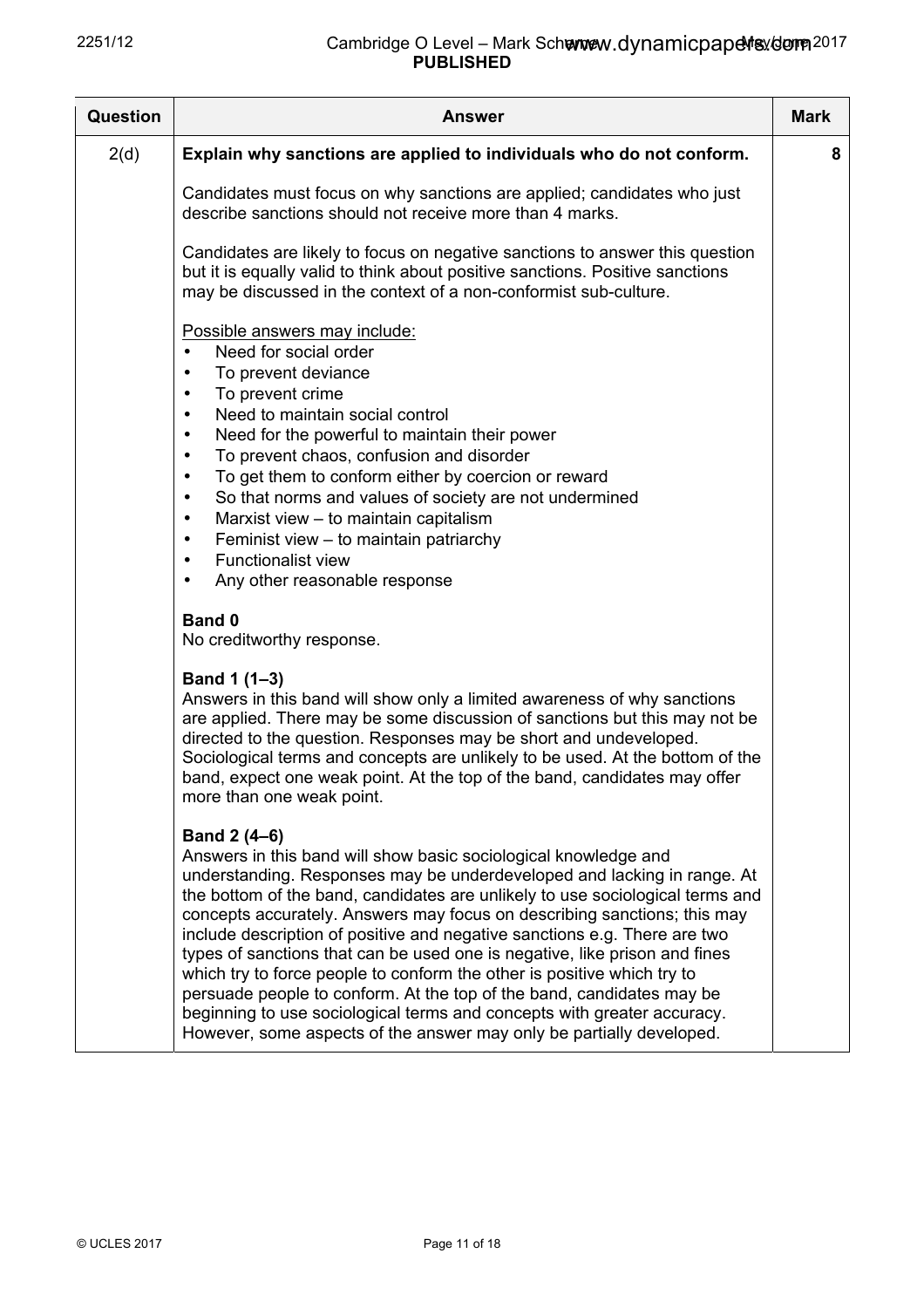| Question | Answer | Mark |
|---|---|---|
| 2(d) | **Explain why sanctions are applied to individuals who do not conform.**<br><br>Candidates must focus on why sanctions are applied; candidates who just describe sanctions should not receive more than 4 marks.<br><br>Candidates are likely to focus on negative sanctions to answer this question but it is equally valid to think about positive sanctions. Positive sanctions may be discussed in the context of a non-conformist sub-culture.<br><br><u>Possible answers may include:</u><br>• Need for social order<br>• To prevent deviance<br>• To prevent crime<br>• Need to maintain social control<br>• Need for the powerful to maintain their power<br>• To prevent chaos, confusion and disorder<br>• To get them to conform either by coercion or reward<br>• So that norms and values of society are not undermined<br>• Marxist view – to maintain capitalism<br>• Feminist view – to maintain patriarchy<br>• Functionalist view<br>• Any other reasonable response<br><br>**Band 0**<br>No creditworthy response.<br><br>**Band 1 (1–3)**<br>Answers in this band will show only a limited awareness of why sanctions are applied. There may be some discussion of sanctions but this may not be directed to the question. Responses may be short and undeveloped. Sociological terms and concepts are unlikely to be used. At the bottom of the band, expect one weak point. At the top of the band, candidates may offer more than one weak point.<br><br>**Band 2 (4–6)**<br>Answers in this band will show basic sociological knowledge and understanding. Responses may be underdeveloped and lacking in range. At the bottom of the band, candidates are unlikely to use sociological terms and concepts accurately. Answers may focus on describing sanctions; this may include description of positive and negative sanctions e.g. There are two types of sanctions that can be used one is negative, like prison and fines which try to force people to conform the other is positive which try to persuade people to conform. At the top of the band, candidates may be beginning to use sociological terms and concepts with greater accuracy. However, some aspects of the answer may only be partially developed. | 8 |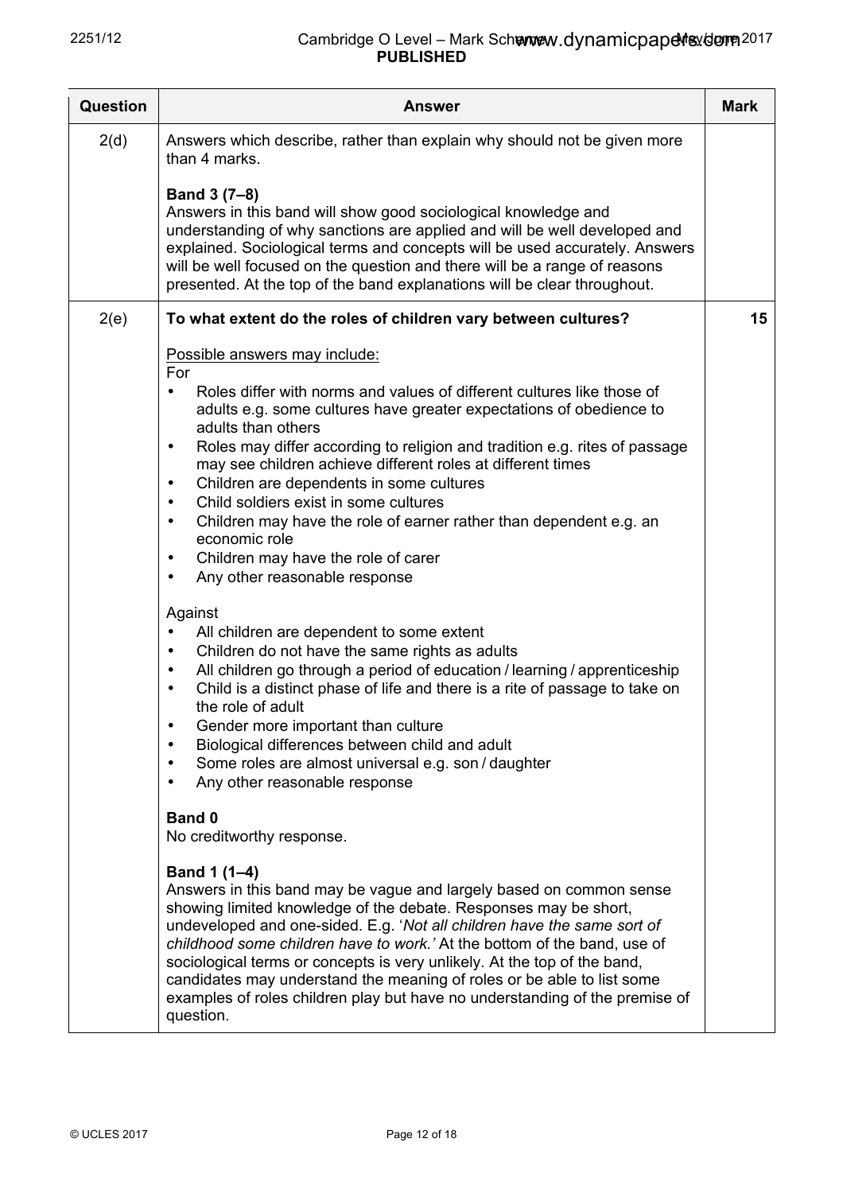| Question | Answer | Mark |
|---|---|---|
| 2(d) | Answers which describe, rather than explain why should not be given more than 4 marks.<br><br>**Band 3 (7–8)**<br>Answers in this band will show good sociological knowledge and understanding of why sanctions are applied and will be well developed and explained. Sociological terms and concepts will be used accurately. Answers will be well focused on the question and there will be a range of reasons presented. At the top of the band explanations will be clear throughout. | |
| 2(e) | **To what extent do the roles of children vary between cultures?**<br><br><u>Possible answers may include:</u><br>For<br>• Roles differ with norms and values of different cultures like those of adults e.g. some cultures have greater expectations of obedience to adults than others<br>• Roles may differ according to religion and tradition e.g. rites of passage may see children achieve different roles at different times<br>• Children are dependents in some cultures<br>• Child soldiers exist in some cultures<br>• Children may have the role of earner rather than dependent e.g. an economic role<br>• Children may have the role of carer<br>• Any other reasonable response<br><br>Against<br>• All children are dependent to some extent<br>• Children do not have the same rights as adults<br>• All children go through a period of education / learning / apprenticeship<br>• Child is a distinct phase of life and there is a rite of passage to take on the role of adult<br>• Gender more important than culture<br>• Biological differences between child and adult<br>• Some roles are almost universal e.g. son / daughter<br>• Any other reasonable response<br><br>**Band 0**<br>No creditworthy response.<br><br>**Band 1 (1–4)**<br>Answers in this band may be vague and largely based on common sense showing limited knowledge of the debate. Responses may be short, undeveloped and one-sided. E.g. '*Not all children have the same sort of childhood some children have to work.*' At the bottom of the band, use of sociological terms or concepts is very unlikely. At the top of the band, candidates may understand the meaning of roles or be able to list some examples of roles children play but have no understanding of the premise of question. | 15 |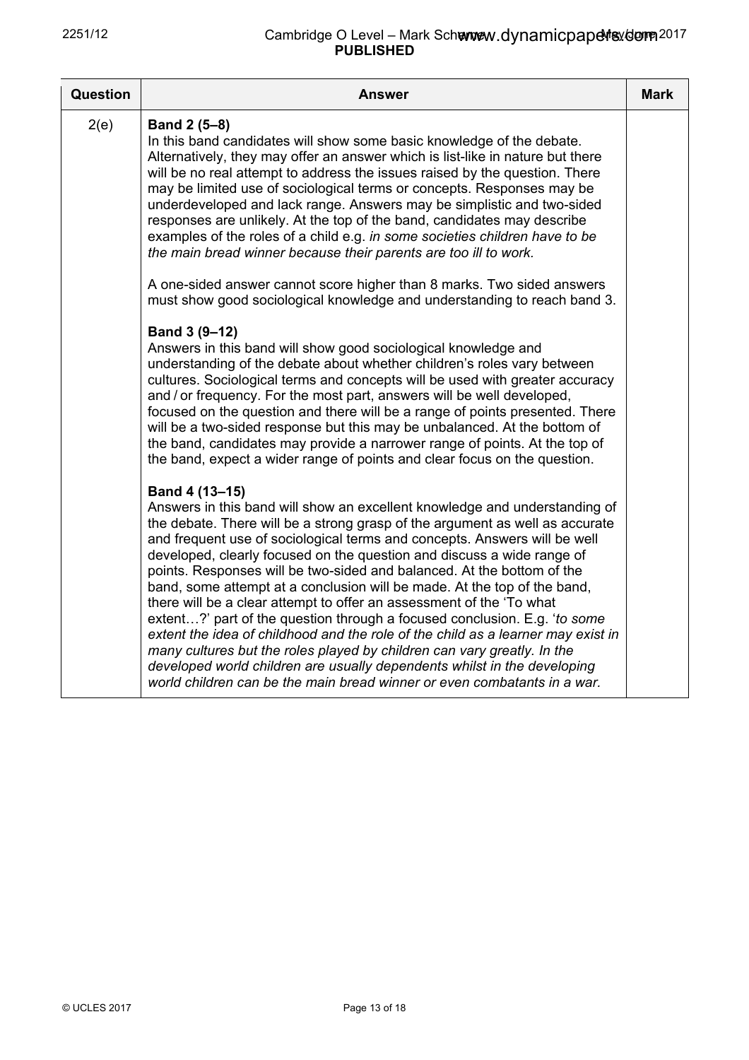| Question | Answer | Mark |
| --- | --- | --- |
| 2(e) | **Band 2 (5–8)**<br>In this band candidates will show some basic knowledge of the debate. Alternatively, they may offer an answer which is list-like in nature but there will be no real attempt to address the issues raised by the question. There may be limited use of sociological terms or concepts. Responses may be underdeveloped and lack range. Answers may be simplistic and two-sided responses are unlikely. At the top of the band, candidates may describe examples of the roles of a child e.g. *in some societies children have to be the main bread winner because their parents are too ill to work.*<br><br>A one-sided answer cannot score higher than 8 marks. Two sided answers must show good sociological knowledge and understanding to reach band 3.<br><br>**Band 3 (9–12)**<br>Answers in this band will show good sociological knowledge and understanding of the debate about whether children's roles vary between cultures. Sociological terms and concepts will be used with greater accuracy and / or frequency. For the most part, answers will be well developed, focused on the question and there will be a range of points presented. There will be a two-sided response but this may be unbalanced. At the bottom of the band, candidates may provide a narrower range of points. At the top of the band, expect a wider range of points and clear focus on the question.<br><br>**Band 4 (13–15)**<br>Answers in this band will show an excellent knowledge and understanding of the debate. There will be a strong grasp of the argument as well as accurate and frequent use of sociological terms and concepts. Answers will be well developed, clearly focused on the question and discuss a wide range of points. Responses will be two-sided and balanced. At the bottom of the band, some attempt at a conclusion will be made. At the top of the band, there will be a clear attempt to offer an assessment of the 'To what extent…?' part of the question through a focused conclusion. E.g. '*to some extent the idea of childhood and the role of the child as a learner may exist in many cultures but the roles played by children can vary greatly. In the developed world children are usually dependents whilst in the developing world children can be the main bread winner or even combatants in a war.* | |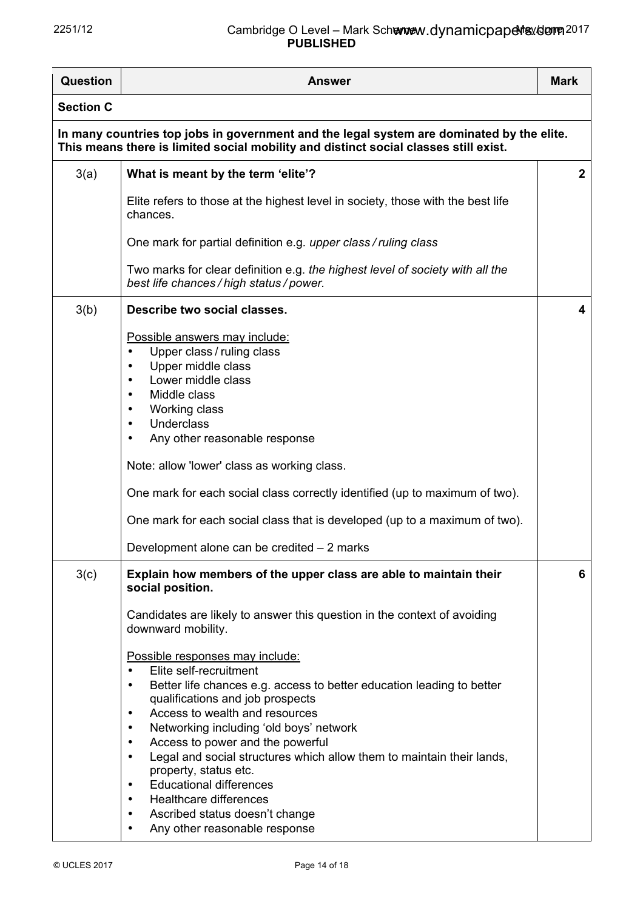| Question | Answer | Mark |
|---|---|---|
| **Section C** | | |
| **In many countries top jobs in government and the legal system are dominated by the elite. This means there is limited social mobility and distinct social classes still exist.** | | |
| 3(a) | **What is meant by the term 'elite'?**<br><br>Elite refers to those at the highest level in society, those with the best life chances.<br><br>One mark for partial definition e.g. *upper class / ruling class*<br><br>Two marks for clear definition e.g. *the highest level of society with all the best life chances / high status / power.* | **2** |
| 3(b) | **Describe two social classes.**<br><br><u>Possible answers may include:</u><br>• Upper class / ruling class<br>• Upper middle class<br>• Lower middle class<br>• Middle class<br>• Working class<br>• Underclass<br>• Any other reasonable response<br><br>Note: allow 'lower' class as working class.<br><br>One mark for each social class correctly identified (up to maximum of two).<br><br>One mark for each social class that is developed (up to a maximum of two).<br><br>Development alone can be credited – 2 marks | **4** |
| 3(c) | **Explain how members of the upper class are able to maintain their social position.**<br><br>Candidates are likely to answer this question in the context of avoiding downward mobility.<br><br><u>Possible responses may include:</u><br>• Elite self-recruitment<br>• Better life chances e.g. access to better education leading to better qualifications and job prospects<br>• Access to wealth and resources<br>• Networking including 'old boys' network<br>• Access to power and the powerful<br>• Legal and social structures which allow them to maintain their lands, property, status etc.<br>• Educational differences<br>• Healthcare differences<br>• Ascribed status doesn't change<br>• Any other reasonable response | **6** |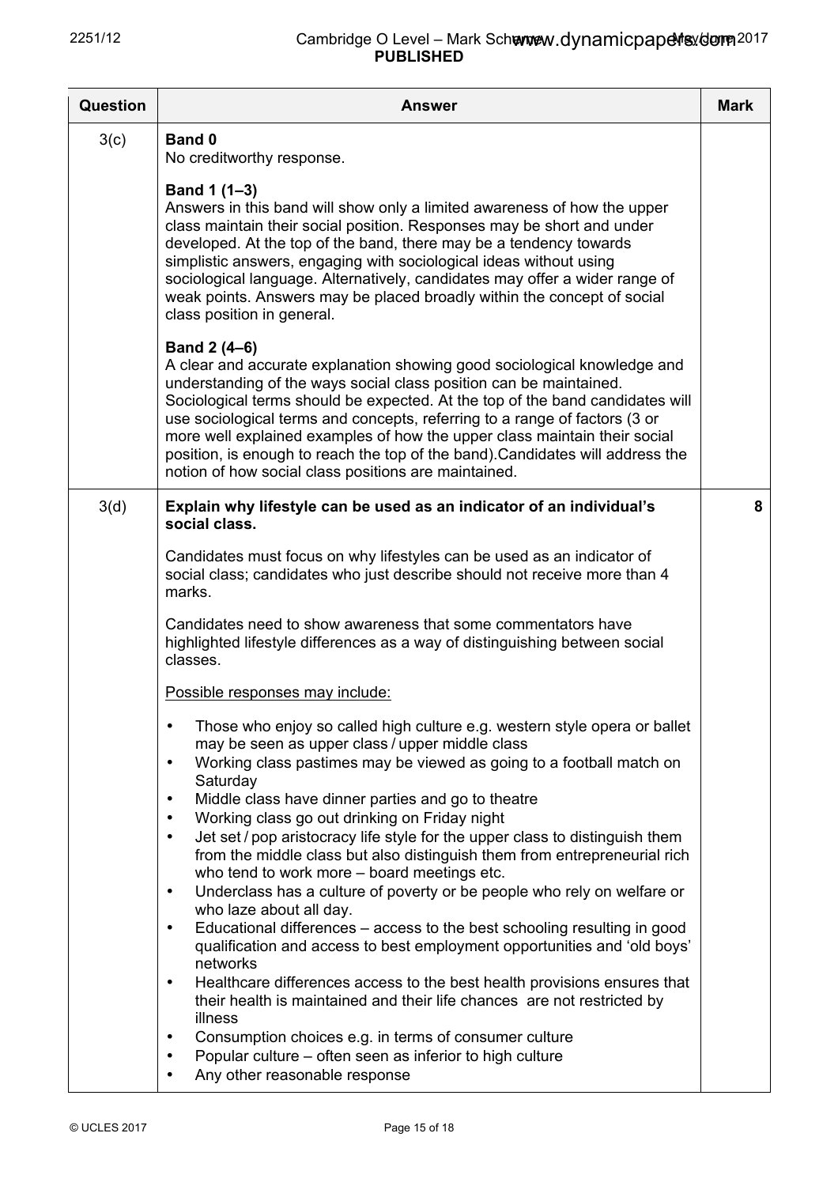| Question | Answer | Mark |
|---|---|---|
| 3(c) | **Band 0**<br>No creditworthy response.<br><br>**Band 1 (1–3)**<br>Answers in this band will show only a limited awareness of how the upper class maintain their social position. Responses may be short and under developed. At the top of the band, there may be a tendency towards simplistic answers, engaging with sociological ideas without using sociological language. Alternatively, candidates may offer a wider range of weak points. Answers may be placed broadly within the concept of social class position in general.<br><br>**Band 2 (4–6)**<br>A clear and accurate explanation showing good sociological knowledge and understanding of the ways social class position can be maintained. Sociological terms should be expected. At the top of the band candidates will use sociological terms and concepts, referring to a range of factors (3 or more well explained examples of how the upper class maintain their social position, is enough to reach the top of the band).Candidates will address the notion of how social class positions are maintained. | |
| 3(d) | **Explain why lifestyle can be used as an indicator of an individual's social class.**<br><br>Candidates must focus on why lifestyles can be used as an indicator of social class; candidates who just describe should not receive more than 4 marks.<br><br>Candidates need to show awareness that some commentators have highlighted lifestyle differences as a way of distinguishing between social classes.<br><br><u>Possible responses may include:</u><br><br>• Those who enjoy so called high culture e.g. western style opera or ballet may be seen as upper class / upper middle class<br>• Working class pastimes may be viewed as going to a football match on Saturday<br>• Middle class have dinner parties and go to theatre<br>• Working class go out drinking on Friday night<br>• Jet set / pop aristocracy life style for the upper class to distinguish them from the middle class but also distinguish them from entrepreneurial rich who tend to work more – board meetings etc.<br>• Underclass has a culture of poverty or be people who rely on welfare or who laze about all day.<br>• Educational differences – access to the best schooling resulting in good qualification and access to best employment opportunities and 'old boys' networks<br>• Healthcare differences access to the best health provisions ensures that their health is maintained and their life chances are not restricted by illness<br>• Consumption choices e.g. in terms of consumer culture<br>• Popular culture – often seen as inferior to high culture<br>• Any other reasonable response | 8 |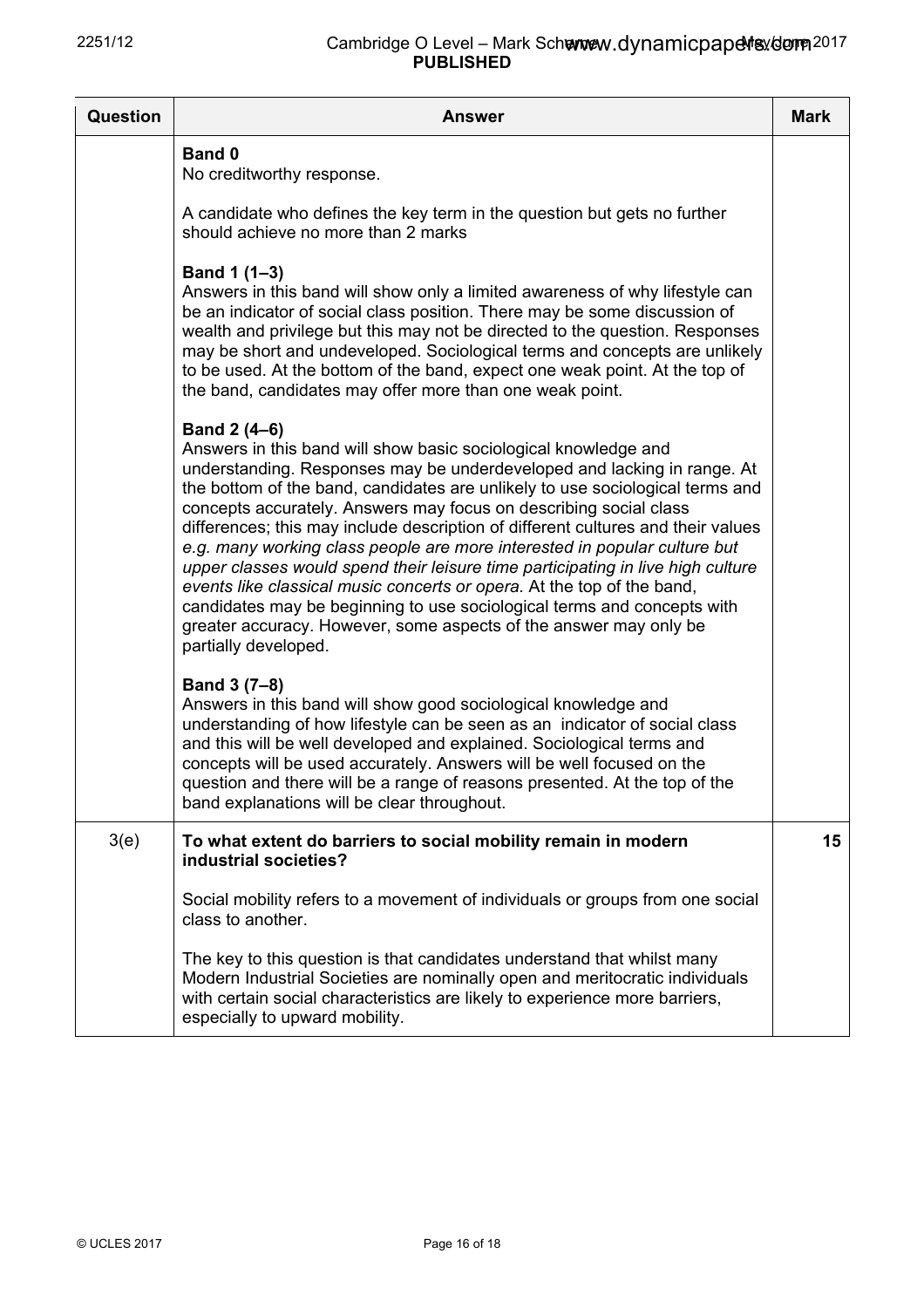| Question | Answer | Mark |
|---|---|---|
| | **Band 0**<br>No creditworthy response.<br><br>A candidate who defines the key term in the question but gets no further should achieve no more than 2 marks<br><br>**Band 1 (1–3)**<br>Answers in this band will show only a limited awareness of why lifestyle can be an indicator of social class position. There may be some discussion of wealth and privilege but this may not be directed to the question. Responses may be short and undeveloped. Sociological terms and concepts are unlikely to be used. At the bottom of the band, expect one weak point. At the top of the band, candidates may offer more than one weak point.<br><br>**Band 2 (4–6)**<br>Answers in this band will show basic sociological knowledge and understanding. Responses may be underdeveloped and lacking in range. At the bottom of the band, candidates are unlikely to use sociological terms and concepts accurately. Answers may focus on describing social class differences; this may include description of different cultures and their values *e.g. many working class people are more interested in popular culture but upper classes would spend their leisure time participating in live high culture events like classical music concerts or opera.* At the top of the band, candidates may be beginning to use sociological terms and concepts with greater accuracy. However, some aspects of the answer may only be partially developed.<br><br>**Band 3 (7–8)**<br>Answers in this band will show good sociological knowledge and understanding of how lifestyle can be seen as an indicator of social class and this will be well developed and explained. Sociological terms and concepts will be used accurately. Answers will be well focused on the question and there will be a range of reasons presented. At the top of the band explanations will be clear throughout. | |
| 3(e) | **To what extent do barriers to social mobility remain in modern industrial societies?**<br><br>Social mobility refers to a movement of individuals or groups from one social class to another.<br><br>The key to this question is that candidates understand that whilst many Modern Industrial Societies are nominally open and meritocratic individuals with certain social characteristics are likely to experience more barriers, especially to upward mobility. | 15 |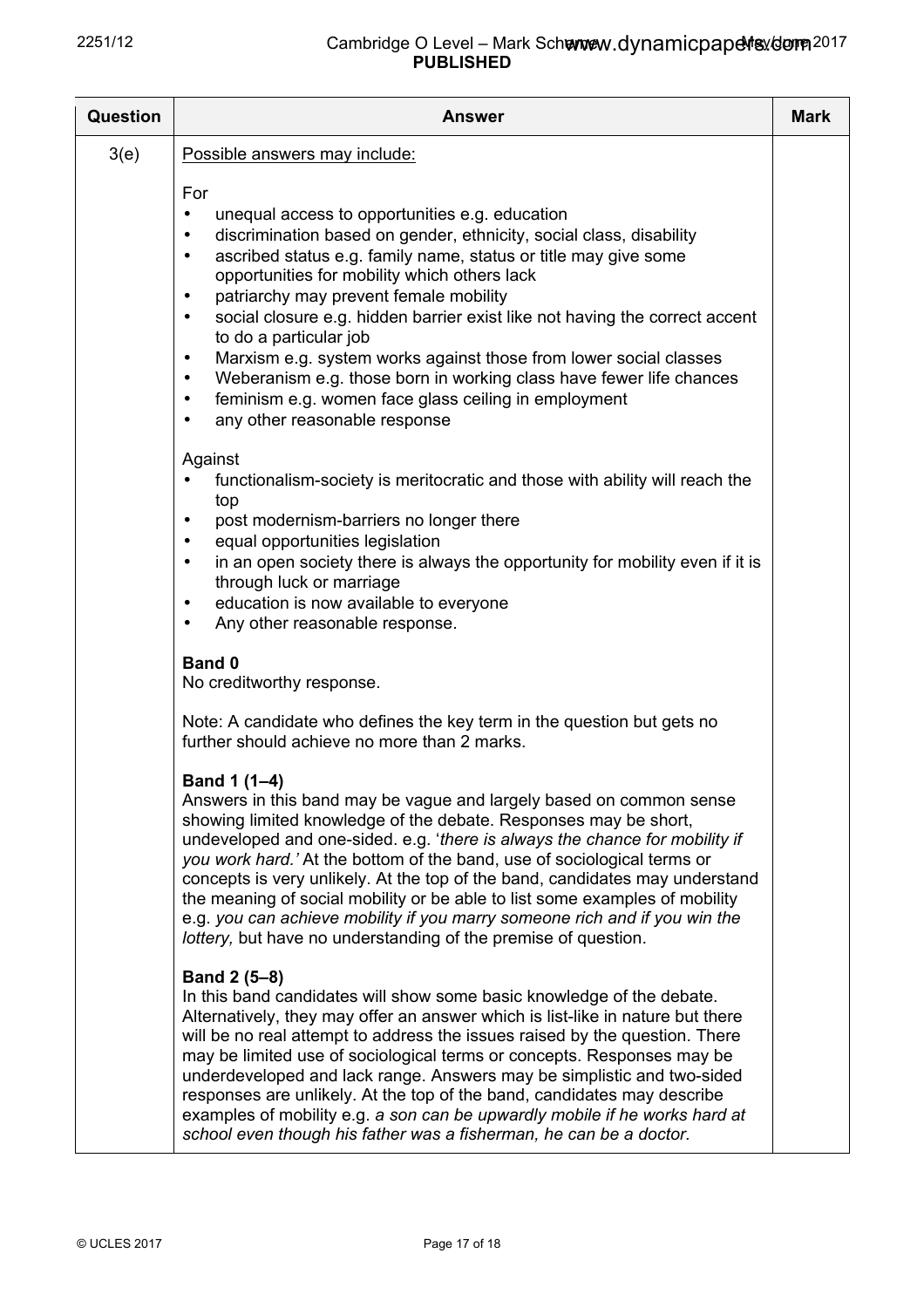| Question | Answer | Mark |
|---|---|---|
| 3(e) | <u>Possible answers may include:</u><br><br>For<br>• unequal access to opportunities e.g. education<br>• discrimination based on gender, ethnicity, social class, disability<br>• ascribed status e.g. family name, status or title may give some opportunities for mobility which others lack<br>• patriarchy may prevent female mobility<br>• social closure e.g. hidden barrier exist like not having the correct accent to do a particular job<br>• Marxism e.g. system works against those from lower social classes<br>• Weberanism e.g. those born in working class have fewer life chances<br>• feminism e.g. women face glass ceiling in employment<br>• any other reasonable response<br><br>Against<br>• functionalism-society is meritocratic and those with ability will reach the top<br>• post modernism-barriers no longer there<br>• equal opportunities legislation<br>• in an open society there is always the opportunity for mobility even if it is through luck or marriage<br>• education is now available to everyone<br>• Any other reasonable response.<br><br>**Band 0**<br>No creditworthy response.<br><br>Note: A candidate who defines the key term in the question but gets no further should achieve no more than 2 marks.<br><br>**Band 1 (1–4)**<br>Answers in this band may be vague and largely based on common sense showing limited knowledge of the debate. Responses may be short, undeveloped and one-sided. e.g. '*there is always the chance for mobility if you work hard.'* At the bottom of the band, use of sociological terms or concepts is very unlikely. At the top of the band, candidates may understand the meaning of social mobility or be able to list some examples of mobility e.g. *you can achieve mobility if you marry someone rich and if you win the lottery,* but have no understanding of the premise of question.<br><br>**Band 2 (5–8)**<br>In this band candidates will show some basic knowledge of the debate. Alternatively, they may offer an answer which is list-like in nature but there will be no real attempt to address the issues raised by the question. There may be limited use of sociological terms or concepts. Responses may be underdeveloped and lack range. Answers may be simplistic and two-sided responses are unlikely. At the top of the band, candidates may describe examples of mobility e.g. *a son can be upwardly mobile if he works hard at school even though his father was a fisherman, he can be a doctor.* | |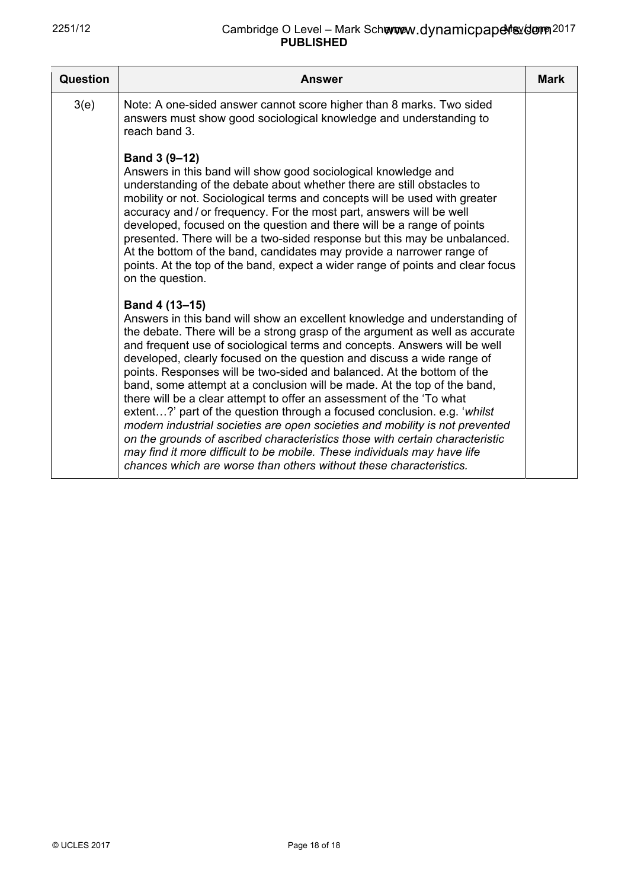| Question | Answer | Mark |
|---|---|---|
| 3(e) | Note: A one-sided answer cannot score higher than 8 marks. Two sided answers must show good sociological knowledge and understanding to reach band 3.<br><br>**Band 3 (9–12)**<br>Answers in this band will show good sociological knowledge and understanding of the debate about whether there are still obstacles to mobility or not. Sociological terms and concepts will be used with greater accuracy and / or frequency. For the most part, answers will be well developed, focused on the question and there will be a range of points presented. There will be a two-sided response but this may be unbalanced. At the bottom of the band, candidates may provide a narrower range of points. At the top of the band, expect a wider range of points and clear focus on the question.<br><br>**Band 4 (13–15)**<br>Answers in this band will show an excellent knowledge and understanding of the debate. There will be a strong grasp of the argument as well as accurate and frequent use of sociological terms and concepts. Answers will be well developed, clearly focused on the question and discuss a wide range of points. Responses will be two-sided and balanced. At the bottom of the band, some attempt at a conclusion will be made. At the top of the band, there will be a clear attempt to offer an assessment of the 'To what extent…?' part of the question through a focused conclusion. e.g. '*whilst modern industrial societies are open societies and mobility is not prevented on the grounds of ascribed characteristics those with certain characteristic may find it more difficult to be mobile. These individuals may have life chances which are worse than others without these characteristics.* | |